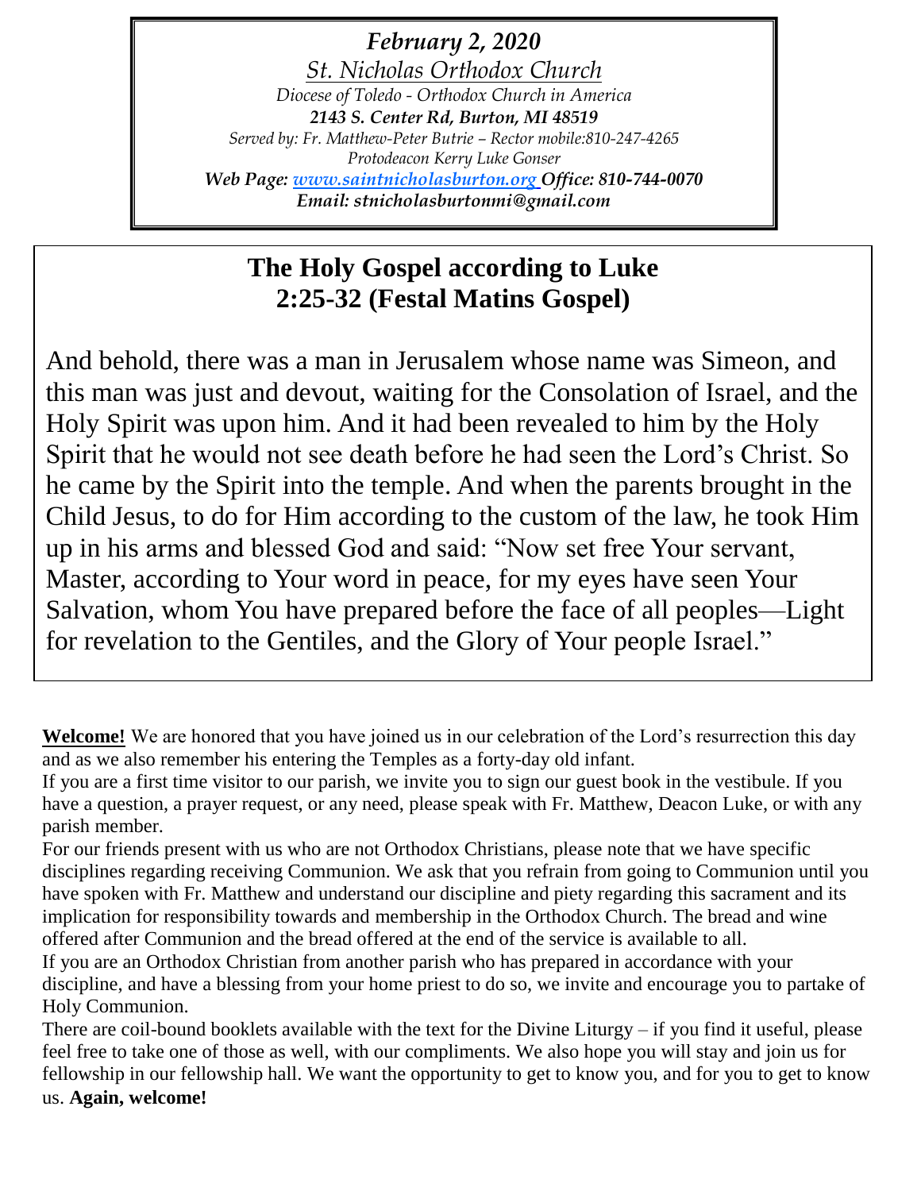***February 2, 2020***

*St. Nicholas Orthodox Church*

*Diocese of Toledo - Orthodox Church in America*

***2143 S. Center Rd, Burton, MI 48519***

*Served by: Fr. Matthew-Peter Butrie – Rector mobile:810-247-4265*

*Protodeacon Kerry Luke Gonser*

***Web Page: [www.saintnicholasburton.org](http://www.saintnicholasburton.org) Office: 810-744-0070***

***Email: stnicholasburtonmi@gmail.com***

## The Holy Gospel according to Luke 2:25-32 (Festal Matins Gospel)

And behold, there was a man in Jerusalem whose name was Simeon, and this man was just and devout, waiting for the Consolation of Israel, and the Holy Spirit was upon him. And it had been revealed to him by the Holy Spirit that he would not see death before he had seen the Lord's Christ. So he came by the Spirit into the temple. And when the parents brought in the Child Jesus, to do for Him according to the custom of the law, he took Him up in his arms and blessed God and said: "Now set free Your servant, Master, according to Your word in peace, for my eyes have seen Your Salvation, whom You have prepared before the face of all peoples—Light for revelation to the Gentiles, and the Glory of Your people Israel."

**Welcome!** We are honored that you have joined us in our celebration of the Lord's resurrection this day and as we also remember his entering the Temples as a forty-day old infant.

If you are a first time visitor to our parish, we invite you to sign our guest book in the vestibule. If you have a question, a prayer request, or any need, please speak with Fr. Matthew, Deacon Luke, or with any parish member.

For our friends present with us who are not Orthodox Christians, please note that we have specific disciplines regarding receiving Communion. We ask that you refrain from going to Communion until you have spoken with Fr. Matthew and understand our discipline and piety regarding this sacrament and its implication for responsibility towards and membership in the Orthodox Church. The bread and wine offered after Communion and the bread offered at the end of the service is available to all.

If you are an Orthodox Christian from another parish who has prepared in accordance with your discipline, and have a blessing from your home priest to do so, we invite and encourage you to partake of Holy Communion.

There are coil-bound booklets available with the text for the Divine Liturgy – if you find it useful, please feel free to take one of those as well, with our compliments. We also hope you will stay and join us for fellowship in our fellowship hall. We want the opportunity to get to know you, and for you to get to know us. **Again, welcome!**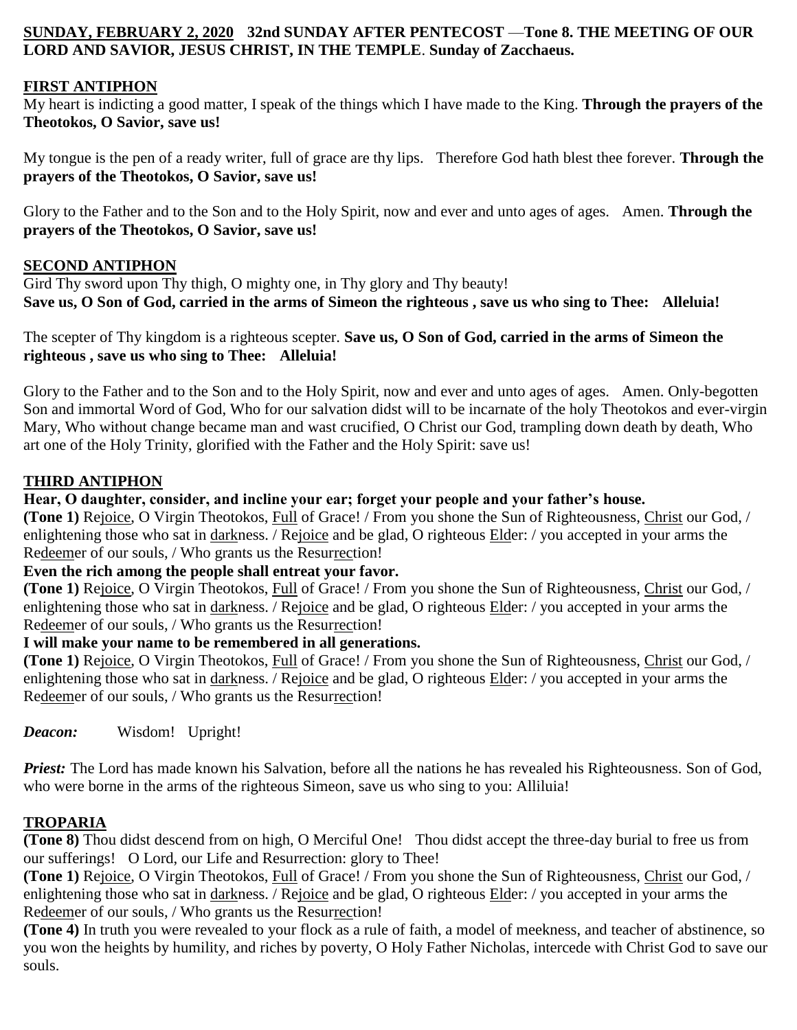**SUNDAY, FEBRUARY 2, 2020 32nd SUNDAY AFTER PENTECOST —Tone 8. THE MEETING OF OUR LORD AND SAVIOR, JESUS CHRIST, IN THE TEMPLE. Sunday of Zacchaeus.**

## FIRST ANTIPHON

My heart is indicting a good matter, I speak of the things which I have made to the King. **Through the prayers of the Theotokos, O Savior, save us!**

My tongue is the pen of a ready writer, full of grace are thy lips. Therefore God hath blest thee forever. **Through the prayers of the Theotokos, O Savior, save us!**

Glory to the Father and to the Son and to the Holy Spirit, now and ever and unto ages of ages. Amen. **Through the prayers of the Theotokos, O Savior, save us!**

## SECOND ANTIPHON

Gird Thy sword upon Thy thigh, O mighty one, in Thy glory and Thy beauty!
**Save us, O Son of God, carried in the arms of Simeon the righteous , save us who sing to Thee: Alleluia!**

The scepter of Thy kingdom is a righteous scepter. **Save us, O Son of God, carried in the arms of Simeon the righteous , save us who sing to Thee: Alleluia!**

Glory to the Father and to the Son and to the Holy Spirit, now and ever and unto ages of ages. Amen. Only-begotten Son and immortal Word of God, Who for our salvation didst will to be incarnate of the holy Theotokos and ever-virgin Mary, Who without change became man and wast crucified, O Christ our God, trampling down death by death, Who art one of the Holy Trinity, glorified with the Father and the Holy Spirit: save us!

## THIRD ANTIPHON

**Hear, O daughter, consider, and incline your ear; forget your people and your father's house.**
**(Tone 1)** Rejoice, O Virgin Theotokos, Full of Grace! / From you shone the Sun of Righteousness, Christ our God, / enlightening those who sat in darkness. / Rejoice and be glad, O righteous Elder: / you accepted in your arms the Redeemer of our souls, / Who grants us the Resurrection!
**Even the rich among the people shall entreat your favor.**
**(Tone 1)** Rejoice, O Virgin Theotokos, Full of Grace! / From you shone the Sun of Righteousness, Christ our God, / enlightening those who sat in darkness. / Rejoice and be glad, O righteous Elder: / you accepted in your arms the Redeemer of our souls, / Who grants us the Resurrection!
**I will make your name to be remembered in all generations.**
**(Tone 1)** Rejoice, O Virgin Theotokos, Full of Grace! / From you shone the Sun of Righteousness, Christ our God, / enlightening those who sat in darkness. / Rejoice and be glad, O righteous Elder: / you accepted in your arms the Redeemer of our souls, / Who grants us the Resurrection!

***Deacon:*** Wisdom! Upright!

***Priest:*** The Lord has made known his Salvation, before all the nations he has revealed his Righteousness. Son of God, who were borne in the arms of the righteous Simeon, save us who sing to you: Alliluia!

## TROPARIA

**(Tone 8)** Thou didst descend from on high, O Merciful One! Thou didst accept the three-day burial to free us from our sufferings! O Lord, our Life and Resurrection: glory to Thee!
**(Tone 1)** Rejoice, O Virgin Theotokos, Full of Grace! / From you shone the Sun of Righteousness, Christ our God, / enlightening those who sat in darkness. / Rejoice and be glad, O righteous Elder: / you accepted in your arms the Redeemer of our souls, / Who grants us the Resurrection!
**(Tone 4)** In truth you were revealed to your flock as a rule of faith, a model of meekness, and teacher of abstinence, so you won the heights by humility, and riches by poverty, O Holy Father Nicholas, intercede with Christ God to save our souls.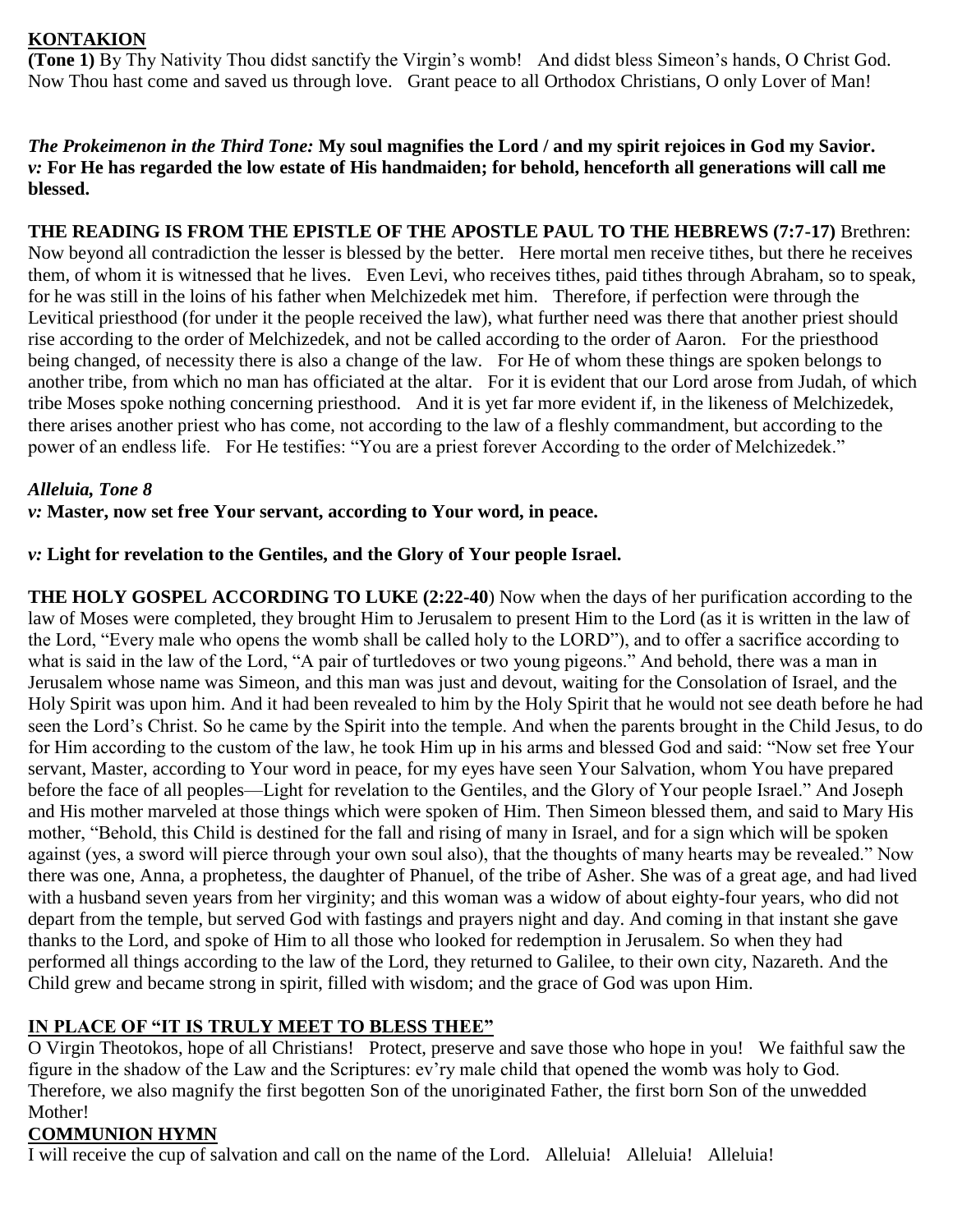**KONTAKION**

**(Tone 1)** By Thy Nativity Thou didst sanctify the Virgin's womb! And didst bless Simeon's hands, O Christ God. Now Thou hast come and saved us through love. Grant peace to all Orthodox Christians, O only Lover of Man!

***The Prokeimenon in the Third Tone:*** **My soul magnifies the Lord / and my spirit rejoices in God my Savior.**
***v:*** **For He has regarded the low estate of His handmaiden; for behold, henceforth all generations will call me blessed.**

**THE READING IS FROM THE EPISTLE OF THE APOSTLE PAUL TO THE HEBREWS (7:7-17)** Brethren: Now beyond all contradiction the lesser is blessed by the better. Here mortal men receive tithes, but there he receives them, of whom it is witnessed that he lives. Even Levi, who receives tithes, paid tithes through Abraham, so to speak, for he was still in the loins of his father when Melchizedek met him. Therefore, if perfection were through the Levitical priesthood (for under it the people received the law), what further need was there that another priest should rise according to the order of Melchizedek, and not be called according to the order of Aaron. For the priesthood being changed, of necessity there is also a change of the law. For He of whom these things are spoken belongs to another tribe, from which no man has officiated at the altar. For it is evident that our Lord arose from Judah, of which tribe Moses spoke nothing concerning priesthood. And it is yet far more evident if, in the likeness of Melchizedek, there arises another priest who has come, not according to the law of a fleshly commandment, but according to the power of an endless life. For He testifies: "You are a priest forever According to the order of Melchizedek."

***Alleluia, Tone 8***

***v:*** **Master, now set free Your servant, according to Your word, in peace.**

***v:*** **Light for revelation to the Gentiles, and the Glory of Your people Israel.**

**THE HOLY GOSPEL ACCORDING TO LUKE (2:22-40**) Now when the days of her purification according to the law of Moses were completed, they brought Him to Jerusalem to present Him to the Lord (as it is written in the law of the Lord, "Every male who opens the womb shall be called holy to the LORD"), and to offer a sacrifice according to what is said in the law of the Lord, "A pair of turtledoves or two young pigeons." And behold, there was a man in Jerusalem whose name was Simeon, and this man was just and devout, waiting for the Consolation of Israel, and the Holy Spirit was upon him. And it had been revealed to him by the Holy Spirit that he would not see death before he had seen the Lord's Christ. So he came by the Spirit into the temple. And when the parents brought in the Child Jesus, to do for Him according to the custom of the law, he took Him up in his arms and blessed God and said: "Now set free Your servant, Master, according to Your word in peace, for my eyes have seen Your Salvation, whom You have prepared before the face of all peoples—Light for revelation to the Gentiles, and the Glory of Your people Israel." And Joseph and His mother marveled at those things which were spoken of Him. Then Simeon blessed them, and said to Mary His mother, "Behold, this Child is destined for the fall and rising of many in Israel, and for a sign which will be spoken against (yes, a sword will pierce through your own soul also), that the thoughts of many hearts may be revealed." Now there was one, Anna, a prophetess, the daughter of Phanuel, of the tribe of Asher. She was of a great age, and had lived with a husband seven years from her virginity; and this woman was a widow of about eighty-four years, who did not depart from the temple, but served God with fastings and prayers night and day. And coming in that instant she gave thanks to the Lord, and spoke of Him to all those who looked for redemption in Jerusalem. So when they had performed all things according to the law of the Lord, they returned to Galilee, to their own city, Nazareth. And the Child grew and became strong in spirit, filled with wisdom; and the grace of God was upon Him.

**IN PLACE OF "IT IS TRULY MEET TO BLESS THEE"**

O Virgin Theotokos, hope of all Christians! Protect, preserve and save those who hope in you! We faithful saw the figure in the shadow of the Law and the Scriptures: ev'ry male child that opened the womb was holy to God. Therefore, we also magnify the first begotten Son of the unoriginated Father, the first born Son of the unwedded Mother!

**COMMUNION HYMN**

I will receive the cup of salvation and call on the name of the Lord. Alleluia! Alleluia! Alleluia!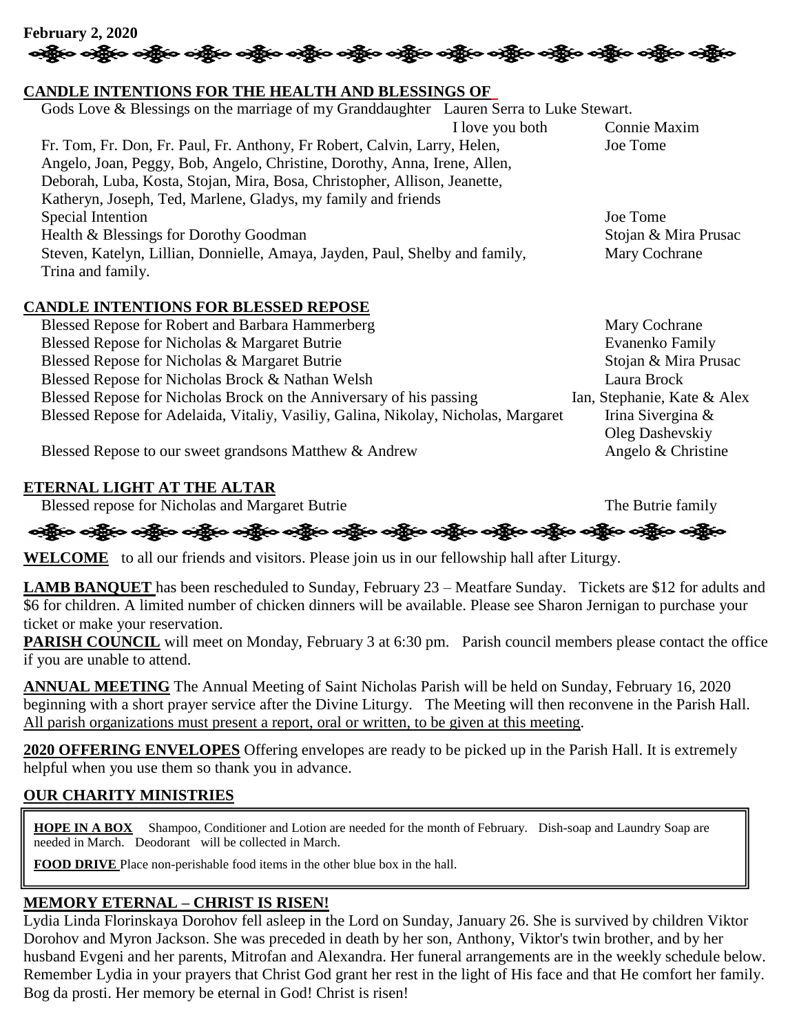**February 2, 2020**

## CANDLE INTENTIONS FOR THE HEALTH AND BLESSINGS OF

| Intention | From |
|---|---|
| Gods Love & Blessings on the marriage of my Granddaughter Lauren Serra to Luke Stewart. I love you both | Connie Maxim |
| Fr. Tom, Fr. Don, Fr. Paul, Fr. Anthony, Fr Robert, Calvin, Larry, Helen, Angelo, Joan, Peggy, Bob, Angelo, Christine, Dorothy, Anna, Irene, Allen, Deborah, Luba, Kosta, Stojan, Mira, Bosa, Christopher, Allison, Jeanette, Katheryn, Joseph, Ted, Marlene, Gladys, my family and friends | Joe Tome |
| Special Intention | Joe Tome |
| Health & Blessings for Dorothy Goodman | Stojan & Mira Prusac |
| Steven, Katelyn, Lillian, Donnielle, Amaya, Jayden, Paul, Shelby and family, Trina and family. | Mary Cochrane |

## CANDLE INTENTIONS FOR BLESSED REPOSE

| Intention | From |
|---|---|
| Blessed Repose for Robert and Barbara Hammerberg | Mary Cochrane |
| Blessed Repose for Nicholas & Margaret Butrie | Evanenko Family |
| Blessed Repose for Nicholas & Margaret Butrie | Stojan & Mira Prusac |
| Blessed Repose for Nicholas Brock & Nathan Welsh | Laura Brock |
| Blessed Repose for Nicholas Brock on the Anniversary of his passing | Ian, Stephanie, Kate & Alex |
| Blessed Repose for Adelaida, Vitaliy, Vasiliy, Galina, Nikolay, Nicholas, Margaret | Irina Sivergina & Oleg Dashevskiy |
| Blessed Repose to our sweet grandsons Matthew & Andrew | Angelo & Christine |

## ETERNAL LIGHT AT THE ALTAR

| Intention | From |
|---|---|
| Blessed repose for Nicholas and Margaret Butrie | The Butrie family |

**WELCOME** to all our friends and visitors. Please join us in our fellowship hall after Liturgy.

**LAMB BANQUET** has been rescheduled to Sunday, February 23 – Meatfare Sunday. Tickets are $12 for adults and $6 for children. A limited number of chicken dinners will be available. Please see Sharon Jernigan to purchase your ticket or make your reservation.

**PARISH COUNCIL** will meet on Monday, February 3 at 6:30 pm. Parish council members please contact the office if you are unable to attend.

**ANNUAL MEETING** The Annual Meeting of Saint Nicholas Parish will be held on Sunday, February 16, 2020 beginning with a short prayer service after the Divine Liturgy. The Meeting will then reconvene in the Parish Hall. All parish organizations must present a report, oral or written, to be given at this meeting.

**2020 OFFERING ENVELOPES** Offering envelopes are ready to be picked up in the Parish Hall. It is extremely helpful when you use them so thank you in advance.

## OUR CHARITY MINISTRIES

**HOPE IN A BOX** Shampoo, Conditioner and Lotion are needed for the month of February. Dish-soap and Laundry Soap are needed in March. Deodorant will be collected in March.

**FOOD DRIVE** Place non-perishable food items in the other blue box in the hall.

## MEMORY ETERNAL – CHRIST IS RISEN!

Lydia Linda Florinskaya Dorohov fell asleep in the Lord on Sunday, January 26. She is survived by children Viktor Dorohov and Myron Jackson. She was preceded in death by her son, Anthony, Viktor's twin brother, and by her husband Evgeni and her parents, Mitrofan and Alexandra. Her funeral arrangements are in the weekly schedule below. Remember Lydia in your prayers that Christ God grant her rest in the light of His face and that He comfort her family. Bog da prosti. Her memory be eternal in God! Christ is risen!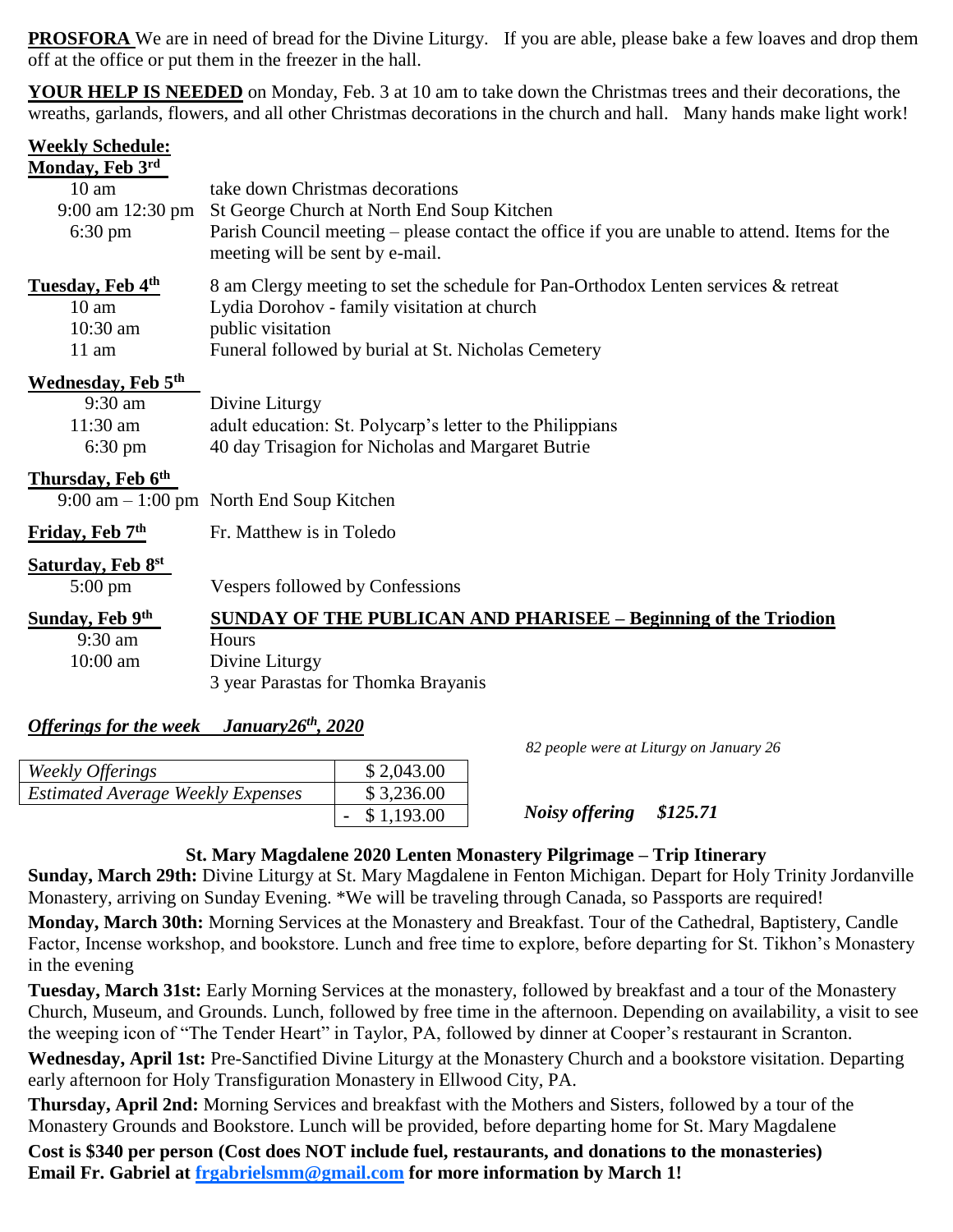**PROSFORA** We are in need of bread for the Divine Liturgy. If you are able, please bake a few loaves and drop them off at the office or put them in the freezer in the hall.

**YOUR HELP IS NEEDED** on Monday, Feb. 3 at 10 am to take down the Christmas trees and their decorations, the wreaths, garlands, flowers, and all other Christmas decorations in the church and hall. Many hands make light work!

**Weekly Schedule:**

**Monday, Feb 3rd**

| | |
|---|---|
| 10 am | take down Christmas decorations |
| 9:00 am 12:30 pm | St George Church at North End Soup Kitchen |
| 6:30 pm | Parish Council meeting – please contact the office if you are unable to attend. Items for the meeting will be sent by e-mail. |

**Tuesday, Feb 4th** 8 am Clergy meeting to set the schedule for Pan-Orthodox Lenten services & retreat

| | |
|---|---|
| 10 am | Lydia Dorohov - family visitation at church |
| 10:30 am | public visitation |
| 11 am | Funeral followed by burial at St. Nicholas Cemetery |

**Wednesday, Feb 5th**

| | |
|---|---|
| 9:30 am | Divine Liturgy |
| 11:30 am | adult education: St. Polycarp's letter to the Philippians |
| 6:30 pm | 40 day Trisagion for Nicholas and Margaret Butrie |

**Thursday, Feb 6th**

9:00 am – 1:00 pm North End Soup Kitchen

**Friday, Feb 7th** Fr. Matthew is in Toledo

**Saturday, Feb 8st**

5:00 pm Vespers followed by Confessions

**Sunday, Feb 9th** **SUNDAY OF THE PUBLICAN AND PHARISEE – Beginning of the Triodion**

| | |
|---|---|
| 9:30 am | Hours |
| 10:00 am | Divine Liturgy |
| | 3 year Parastas for Thomka Brayanis |

***Offerings for the week January26th, 2020***

*82 people were at Liturgy on January 26*

| | |
|---|---|
| *Weekly Offerings* | $ 2,043.00 |
| *Estimated Average Weekly Expenses* | $ 3,236.00 |
| | - $ 1,193.00 |

***Noisy offering $125.71***

**St. Mary Magdalene 2020 Lenten Monastery Pilgrimage – Trip Itinerary**

**Sunday, March 29th:** Divine Liturgy at St. Mary Magdalene in Fenton Michigan. Depart for Holy Trinity Jordanville Monastery, arriving on Sunday Evening. *We will be traveling through Canada, so Passports are required!

**Monday, March 30th:** Morning Services at the Monastery and Breakfast. Tour of the Cathedral, Baptistery, Candle Factor, Incense workshop, and bookstore. Lunch and free time to explore, before departing for St. Tikhon's Monastery in the evening

**Tuesday, March 31st:** Early Morning Services at the monastery, followed by breakfast and a tour of the Monastery Church, Museum, and Grounds. Lunch, followed by free time in the afternoon. Depending on availability, a visit to see the weeping icon of "The Tender Heart" in Taylor, PA, followed by dinner at Cooper's restaurant in Scranton.

**Wednesday, April 1st:** Pre-Sanctified Divine Liturgy at the Monastery Church and a bookstore visitation. Departing early afternoon for Holy Transfiguration Monastery in Ellwood City, PA.

**Thursday, April 2nd:** Morning Services and breakfast with the Mothers and Sisters, followed by a tour of the Monastery Grounds and Bookstore. Lunch will be provided, before departing home for St. Mary Magdalene

**Cost is $340 per person (Cost does NOT include fuel, restaurants, and donations to the monasteries)**
**Email Fr. Gabriel at frgabrielsmm@gmail.com for more information by March 1!**